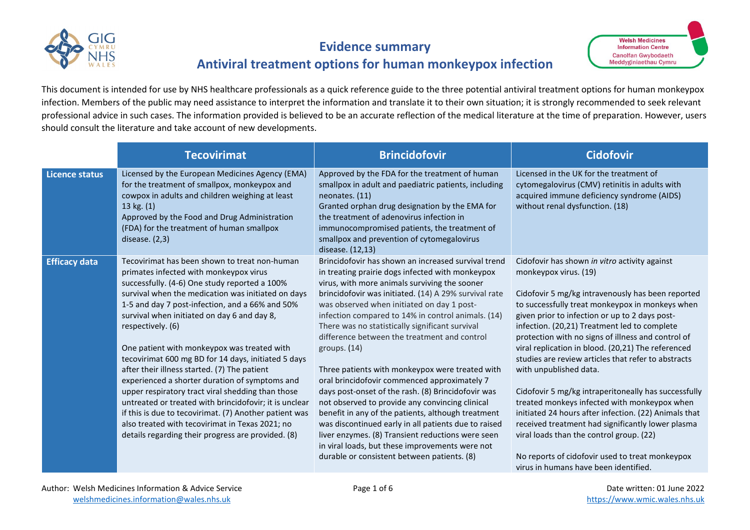# Evidence summary

## Antiviral treatment options for human monkeypox infection

This document is intended for use by NHS healthcare professionals as a quick reference guide to the three potential antiviral treatment options for human monkeypox infection. Members of the public may need assistance to interpret the information and translate it to their own situation; it is strongly recommended to seek relevant professional advice in such cases. The information provided is believed to be an accurate reflection of the medical literature at the time of preparation. However, users should consult the literature and take account of new developments.

| | Tecovirimat | Brincidofovir | Cidofovir |
|---|---|---|---|
| **Licence status** | Licensed by the European Medicines Agency (EMA) for the treatment of smallpox, monkeypox and cowpox in adults and children weighing at least 13 kg. (1)<br>Approved by the Food and Drug Administration (FDA) for the treatment of human smallpox disease. (2,3) | Approved by the FDA for the treatment of human smallpox in adult and paediatric patients, including neonates. (11)<br>Granted orphan drug designation by the EMA for the treatment of adenovirus infection in immunocompromised patients, the treatment of smallpox and prevention of cytomegalovirus disease. (12,13) | Licensed in the UK for the treatment of cytomegalovirus (CMV) retinitis in adults with acquired immune deficiency syndrome (AIDS) without renal dysfunction. (18) |
| **Efficacy data** | Tecovirimat has been shown to treat non-human primates infected with monkeypox virus successfully. (4-6) One study reported a 100% survival when the medication was initiated on days 1-5 and day 7 post-infection, and a 66% and 50% survival when initiated on day 6 and day 8, respectively. (6)<br><br>One patient with monkeypox was treated with tecovirimat 600 mg BD for 14 days, initiated 5 days after their illness started. (7) The patient experienced a shorter duration of symptoms and upper respiratory tract viral shedding than those untreated or treated with brincidofovir; it is unclear if this is due to tecovirimat. (7) Another patient was also treated with tecovirimat in Texas 2021; no details regarding their progress are provided. (8) | Brincidofovir has shown an increased survival trend in treating prairie dogs infected with monkeypox virus, with more animals surviving the sooner brincidofovir was initiated. (14) A 29% survival rate was observed when initiated on day 1 post-infection compared to 14% in control animals. (14) There was no statistically significant survival difference between the treatment and control groups. (14)<br><br>Three patients with monkeypox were treated with oral brincidofovir commenced approximately 7 days post-onset of the rash. (8) Brincidofovir was not observed to provide any convincing clinical benefit in any of the patients, although treatment was discontinued early in all patients due to raised liver enzymes. (8) Transient reductions were seen in viral loads, but these improvements were not durable or consistent between patients. (8) | Cidofovir has shown *in vitro* activity against monkeypox virus. (19)<br><br>Cidofovir 5 mg/kg intravenously has been reported to successfully treat monkeypox in monkeys when given prior to infection or up to 2 days post-infection. (20,21) Treatment led to complete protection with no signs of illness and control of viral replication in blood. (20,21) The referenced studies are review articles that refer to abstracts with unpublished data.<br><br>Cidofovir 5 mg/kg intraperitoneally has successfully treated monkeys infected with monkeypox when initiated 24 hours after infection. (22) Animals that received treatment had significantly lower plasma viral loads than the control group. (22)<br><br>No reports of cidofovir used to treat monkeypox virus in humans have been identified. |

Author: Welsh Medicines Information & Advice Service welshmedicines.information@wales.nhs.uk

Date written: 01 June 2022 https://www.wmic.wales.nhs.uk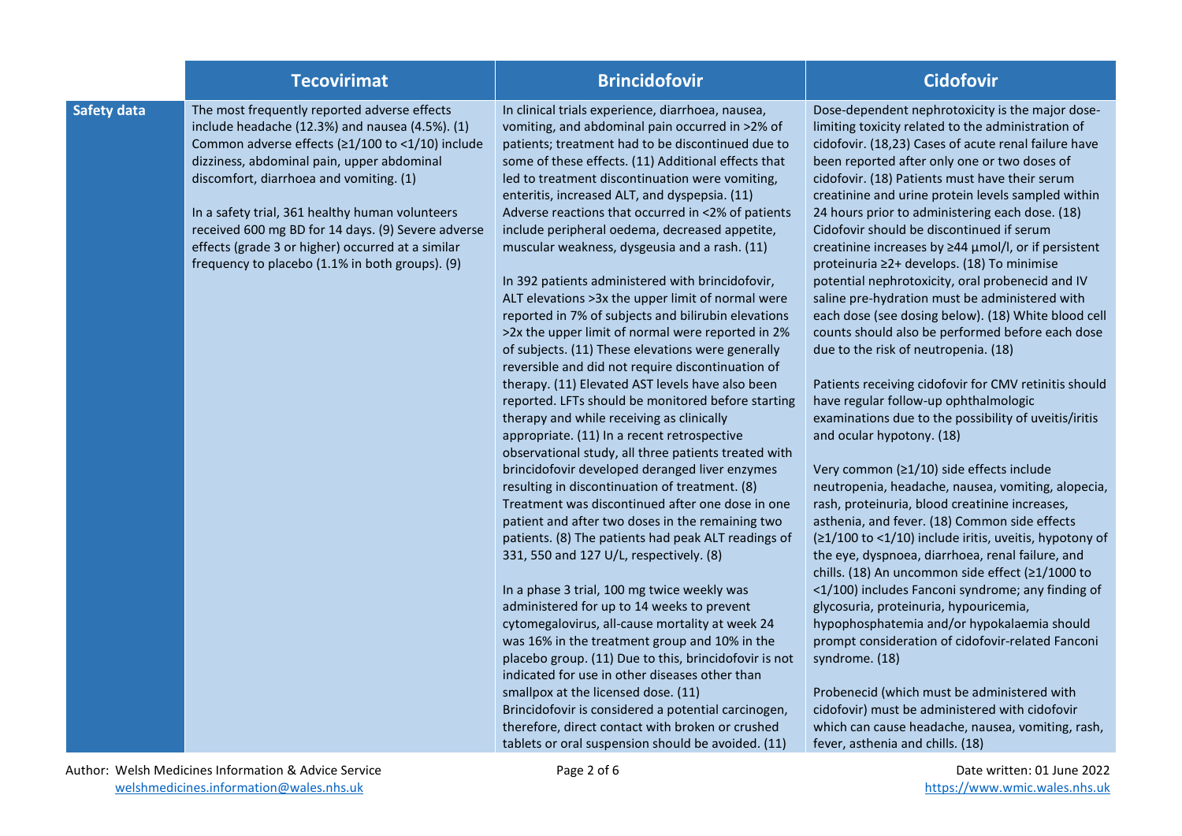| | Tecovirimat | Brincidofovir | Cidofovir |
|---|---|---|---|
| **Safety data** | The most frequently reported adverse effects include headache (12.3%) and nausea (4.5%). (1) Common adverse effects (≥1/100 to <1/10) include dizziness, abdominal pain, upper abdominal discomfort, diarrhoea and vomiting. (1)<br><br>In a safety trial, 361 healthy human volunteers received 600 mg BD for 14 days. (9) Severe adverse effects (grade 3 or higher) occurred at a similar frequency to placebo (1.1% in both groups). (9) | In clinical trials experience, diarrhoea, nausea, vomiting, and abdominal pain occurred in >2% of patients; treatment had to be discontinued due to some of these effects. (11) Additional effects that led to treatment discontinuation were vomiting, enteritis, increased ALT, and dyspepsia. (11) Adverse reactions that occurred in <2% of patients include peripheral oedema, decreased appetite, muscular weakness, dysgeusia and a rash. (11)<br><br>In 392 patients administered with brincidofovir, ALT elevations >3x the upper limit of normal were reported in 7% of subjects and bilirubin elevations >2x the upper limit of normal were reported in 2% of subjects. (11) These elevations were generally reversible and did not require discontinuation of therapy. (11) Elevated AST levels have also been reported. LFTs should be monitored before starting therapy and while receiving as clinically appropriate. (11) In a recent retrospective observational study, all three patients treated with brincidofovir developed deranged liver enzymes resulting in discontinuation of treatment. (8) Treatment was discontinued after one dose in one patient and after two doses in the remaining two patients. (8) The patients had peak ALT readings of 331, 550 and 127 U/L, respectively. (8)<br><br>In a phase 3 trial, 100 mg twice weekly was administered for up to 14 weeks to prevent cytomegalovirus, all-cause mortality at week 24 was 16% in the treatment group and 10% in the placebo group. (11) Due to this, brincidofovir is not indicated for use in other diseases other than smallpox at the licensed dose. (11)<br>Brincidofovir is considered a potential carcinogen, therefore, direct contact with broken or crushed tablets or oral suspension should be avoided. (11) | Dose-dependent nephrotoxicity is the major dose-limiting toxicity related to the administration of cidofovir. (18,23) Cases of acute renal failure have been reported after only one or two doses of cidofovir. (18) Patients must have their serum creatinine and urine protein levels sampled within 24 hours prior to administering each dose. (18) Cidofovir should be discontinued if serum creatinine increases by ≥44 µmol/l, or if persistent proteinuria ≥2+ develops. (18) To minimise potential nephrotoxicity, oral probenecid and IV saline pre-hydration must be administered with each dose (see dosing below). (18) White blood cell counts should also be performed before each dose due to the risk of neutropenia. (18)<br><br>Patients receiving cidofovir for CMV retinitis should have regular follow-up ophthalmologic examinations due to the possibility of uveitis/iritis and ocular hypotony. (18)<br><br>Very common (≥1/10) side effects include neutropenia, headache, nausea, vomiting, alopecia, rash, proteinuria, blood creatinine increases, asthenia, and fever. (18) Common side effects (≥1/100 to <1/10) include iritis, uveitis, hypotony of the eye, dyspnoea, diarrhoea, renal failure, and chills. (18) An uncommon side effect (≥1/1000 to <1/100) includes Fanconi syndrome; any finding of glycosuria, proteinuria, hypouricemia, hypophosphatemia and/or hypokalaemia should prompt consideration of cidofovir-related Fanconi syndrome. (18)<br><br>Probenecid (which must be administered with cidofovir) must be administered with cidofovir which can cause headache, nausea, vomiting, rash, fever, asthenia and chills. (18) |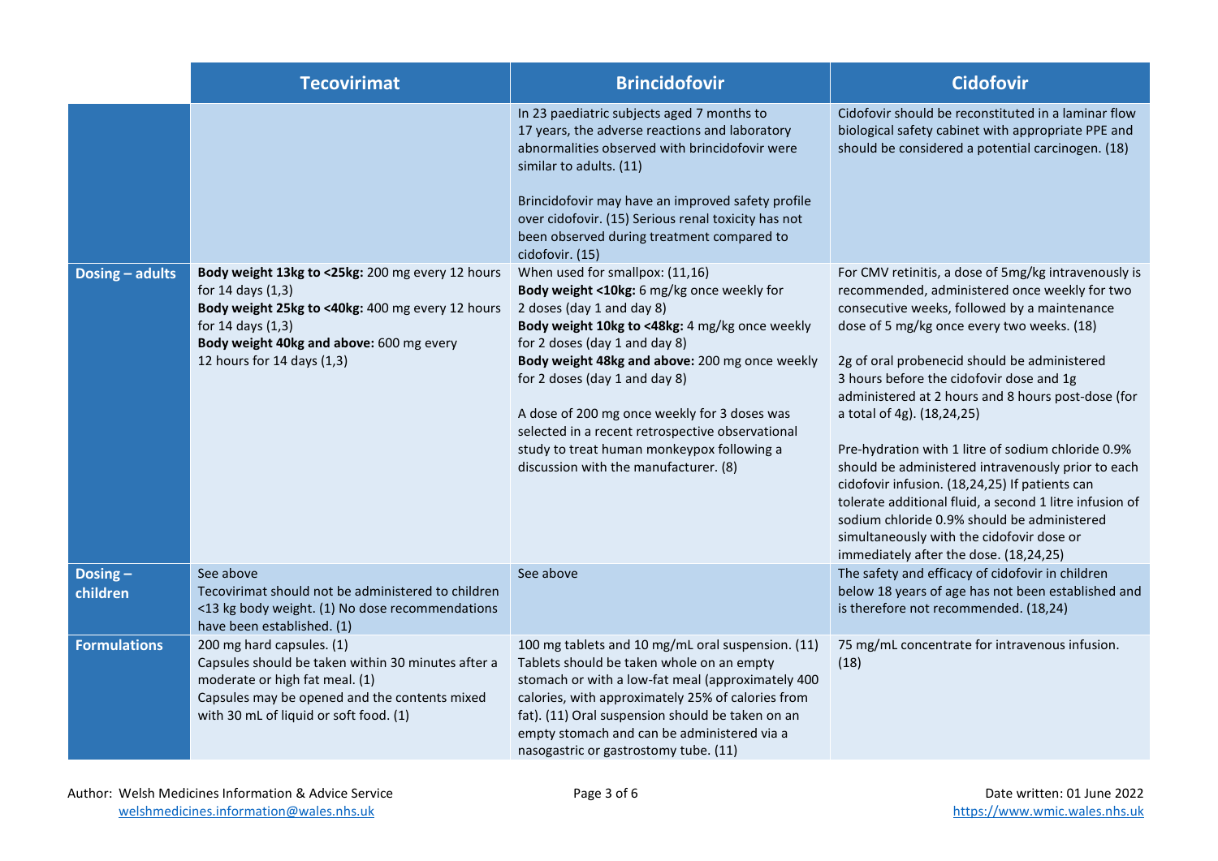| | Tecovirimat | Brincidofovir | Cidofovir |
|---|---|---|---|
| | | In 23 paediatric subjects aged 7 months to 17 years, the adverse reactions and laboratory abnormalities observed with brincidofovir were similar to adults. (11)<br><br>Brincidofovir may have an improved safety profile over cidofovir. (15) Serious renal toxicity has not been observed during treatment compared to cidofovir. (15) | Cidofovir should be reconstituted in a laminar flow biological safety cabinet with appropriate PPE and should be considered a potential carcinogen. (18) |
| **Dosing – adults** | **Body weight 13kg to <25kg:** 200 mg every 12 hours for 14 days (1,3)<br>**Body weight 25kg to <40kg:** 400 mg every 12 hours for 14 days (1,3)<br>**Body weight 40kg and above:** 600 mg every 12 hours for 14 days (1,3) | When used for smallpox: (11,16)<br>**Body weight <10kg:** 6 mg/kg once weekly for 2 doses (day 1 and day 8)<br>**Body weight 10kg to <48kg:** 4 mg/kg once weekly for 2 doses (day 1 and day 8)<br>**Body weight 48kg and above:** 200 mg once weekly for 2 doses (day 1 and day 8)<br><br>A dose of 200 mg once weekly for 3 doses was selected in a recent retrospective observational study to treat human monkeypox following a discussion with the manufacturer. (8) | For CMV retinitis, a dose of 5mg/kg intravenously is recommended, administered once weekly for two consecutive weeks, followed by a maintenance dose of 5 mg/kg once every two weeks. (18)<br><br>2g of oral probenecid should be administered 3 hours before the cidofovir dose and 1g administered at 2 hours and 8 hours post-dose (for a total of 4g). (18,24,25)<br><br>Pre-hydration with 1 litre of sodium chloride 0.9% should be administered intravenously prior to each cidofovir infusion. (18,24,25) If patients can tolerate additional fluid, a second 1 litre infusion of sodium chloride 0.9% should be administered simultaneously with the cidofovir dose or immediately after the dose. (18,24,25) |
| **Dosing – children** | See above<br>Tecovirimat should not be administered to children <13 kg body weight. (1) No dose recommendations have been established. (1) | See above | The safety and efficacy of cidofovir in children below 18 years of age has not been established and is therefore not recommended. (18,24) |
| **Formulations** | 200 mg hard capsules. (1)<br>Capsules should be taken within 30 minutes after a moderate or high fat meal. (1)<br>Capsules may be opened and the contents mixed with 30 mL of liquid or soft food. (1) | 100 mg tablets and 10 mg/mL oral suspension. (11)<br>Tablets should be taken whole on an empty stomach or with a low-fat meal (approximately 400 calories, with approximately 25% of calories from fat). (11) Oral suspension should be taken on an empty stomach and can be administered via a nasogastric or gastrostomy tube. (11) | 75 mg/mL concentrate for intravenous infusion. (18) |

Author: Welsh Medicines Information & Advice Service
welshmedicines.information@wales.nhs.uk

Date written: 01 June 2022
https://www.wmic.wales.nhs.uk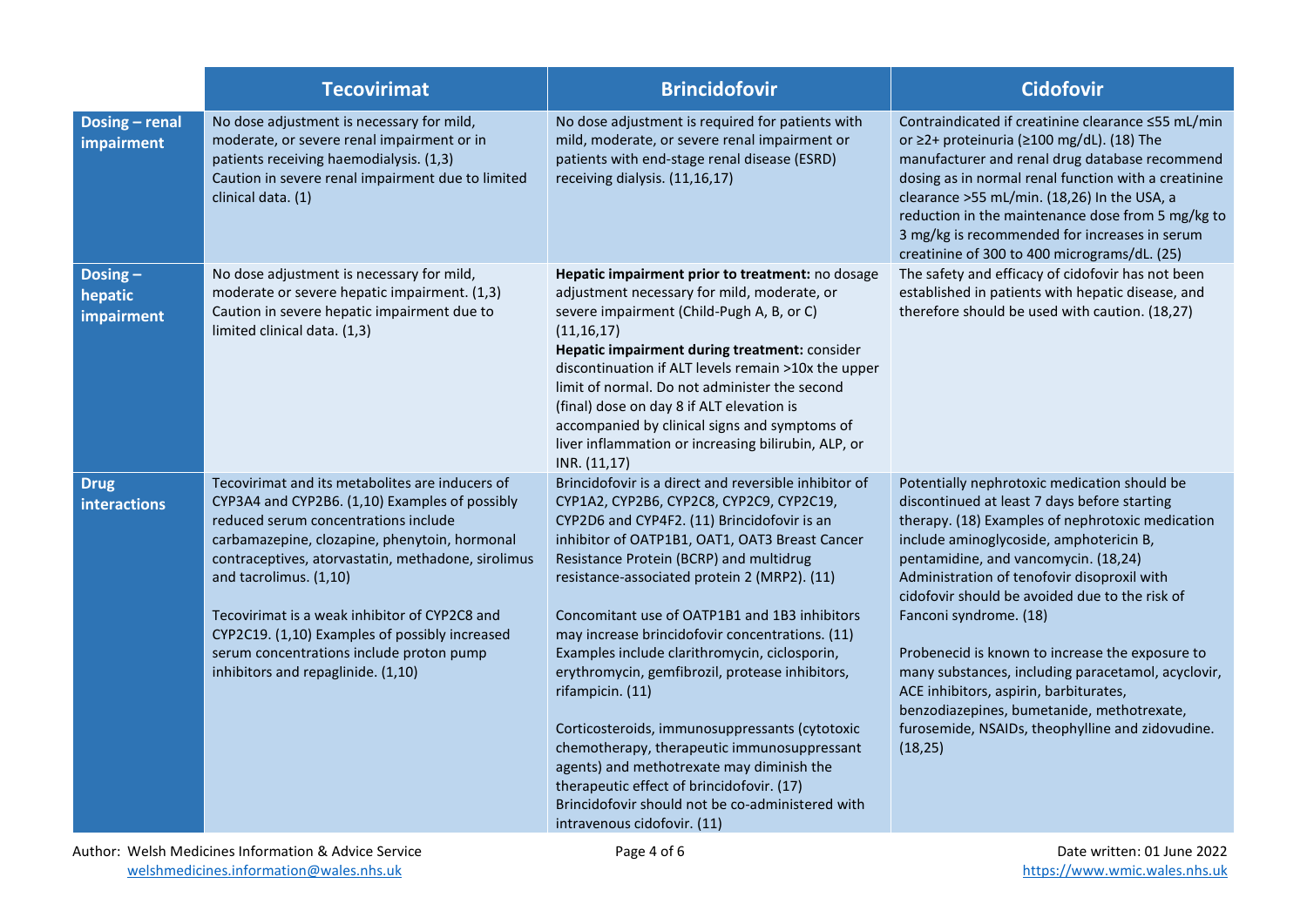| | Tecovirimat | Brincidofovir | Cidofovir |
|---|---|---|---|
| **Dosing – renal impairment** | No dose adjustment is necessary for mild, moderate, or severe renal impairment or in patients receiving haemodialysis. (1,3)<br>Caution in severe renal impairment due to limited clinical data. (1) | No dose adjustment is required for patients with mild, moderate, or severe renal impairment or patients with end-stage renal disease (ESRD) receiving dialysis. (11,16,17) | Contraindicated if creatinine clearance ≤55 mL/min or ≥2+ proteinuria (≥100 mg/dL). (18) The manufacturer and renal drug database recommend dosing as in normal renal function with a creatinine clearance >55 mL/min. (18,26) In the USA, a reduction in the maintenance dose from 5 mg/kg to 3 mg/kg is recommended for increases in serum creatinine of 300 to 400 micrograms/dL. (25) |
| **Dosing – hepatic impairment** | No dose adjustment is necessary for mild, moderate or severe hepatic impairment. (1,3)<br>Caution in severe hepatic impairment due to limited clinical data. (1,3) | **Hepatic impairment prior to treatment:** no dosage adjustment necessary for mild, moderate, or severe impairment (Child-Pugh A, B, or C) (11,16,17)<br>**Hepatic impairment during treatment:** consider discontinuation if ALT levels remain >10x the upper limit of normal. Do not administer the second (final) dose on day 8 if ALT elevation is accompanied by clinical signs and symptoms of liver inflammation or increasing bilirubin, ALP, or INR. (11,17) | The safety and efficacy of cidofovir has not been established in patients with hepatic disease, and therefore should be used with caution. (18,27) |
| **Drug interactions** | Tecovirimat and its metabolites are inducers of CYP3A4 and CYP2B6. (1,10) Examples of possibly reduced serum concentrations include carbamazepine, clozapine, phenytoin, hormonal contraceptives, atorvastatin, methadone, sirolimus and tacrolimus. (1,10)<br><br>Tecovirimat is a weak inhibitor of CYP2C8 and CYP2C19. (1,10) Examples of possibly increased serum concentrations include proton pump inhibitors and repaglinide. (1,10) | Brincidofovir is a direct and reversible inhibitor of CYP1A2, CYP2B6, CYP2C8, CYP2C9, CYP2C19, CYP2D6 and CYP4F2. (11) Brincidofovir is an inhibitor of OATP1B1, OAT1, OAT3 Breast Cancer Resistance Protein (BCRP) and multidrug resistance-associated protein 2 (MRP2). (11)<br><br>Concomitant use of OATP1B1 and 1B3 inhibitors may increase brincidofovir concentrations. (11) Examples include clarithromycin, ciclosporin, erythromycin, gemfibrozil, protease inhibitors, rifampicin. (11)<br><br>Corticosteroids, immunosuppressants (cytotoxic chemotherapy, therapeutic immunosuppressant agents) and methotrexate may diminish the therapeutic effect of brincidofovir. (17)<br>Brincidofovir should not be co-administered with intravenous cidofovir. (11) | Potentially nephrotoxic medication should be discontinued at least 7 days before starting therapy. (18) Examples of nephrotoxic medication include aminoglycoside, amphotericin B, pentamidine, and vancomycin. (18,24)<br>Administration of tenofovir disoproxil with cidofovir should be avoided due to the risk of Fanconi syndrome. (18)<br><br>Probenecid is known to increase the exposure to many substances, including paracetamol, acyclovir, ACE inhibitors, aspirin, barbiturates, benzodiazepines, bumetanide, methotrexate, furosemide, NSAIDs, theophylline and zidovudine. (18,25) |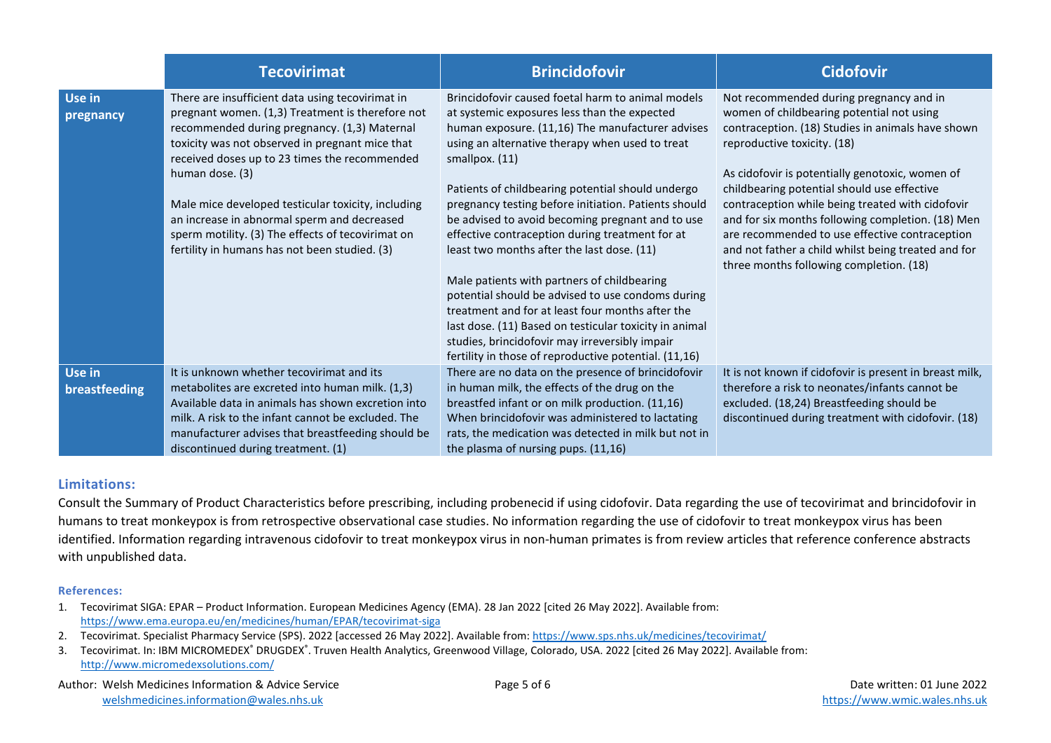| | Tecovirimat | Brincidofovir | Cidofovir |
|---|---|---|---|
| **Use in pregnancy** | There are insufficient data using tecovirimat in pregnant women. (1,3) Treatment is therefore not recommended during pregnancy. (1,3) Maternal toxicity was not observed in pregnant mice that received doses up to 23 times the recommended human dose. (3)<br><br>Male mice developed testicular toxicity, including an increase in abnormal sperm and decreased sperm motility. (3) The effects of tecovirimat on fertility in humans has not been studied. (3) | Brincidofovir caused foetal harm to animal models at systemic exposures less than the expected human exposure. (11,16) The manufacturer advises using an alternative therapy when used to treat smallpox. (11)<br><br>Patients of childbearing potential should undergo pregnancy testing before initiation. Patients should be advised to avoid becoming pregnant and to use effective contraception during treatment for at least two months after the last dose. (11)<br><br>Male patients with partners of childbearing potential should be advised to use condoms during treatment and for at least four months after the last dose. (11) Based on testicular toxicity in animal studies, brincidofovir may irreversibly impair fertility in those of reproductive potential. (11,16) | Not recommended during pregnancy and in women of childbearing potential not using contraception. (18) Studies in animals have shown reproductive toxicity. (18)<br><br>As cidofovir is potentially genotoxic, women of childbearing potential should use effective contraception while being treated with cidofovir and for six months following completion. (18) Men are recommended to use effective contraception and not father a child whilst being treated and for three months following completion. (18) |
| **Use in breastfeeding** | It is unknown whether tecovirimat and its metabolites are excreted into human milk. (1,3) Available data in animals has shown excretion into milk. A risk to the infant cannot be excluded. The manufacturer advises that breastfeeding should be discontinued during treatment. (1) | There are no data on the presence of brincidofovir in human milk, the effects of the drug on the breastfed infant or on milk production. (11,16) When brincidofovir was administered to lactating rats, the medication was detected in milk but not in the plasma of nursing pups. (11,16) | It is not known if cidofovir is present in breast milk, therefore a risk to neonates/infants cannot be excluded. (18,24) Breastfeeding should be discontinued during treatment with cidofovir. (18) |

## Limitations:

Consult the Summary of Product Characteristics before prescribing, including probenecid if using cidofovir. Data regarding the use of tecovirimat and brincidofovir in humans to treat monkeypox is from retrospective observational case studies. No information regarding the use of cidofovir to treat monkeypox virus has been identified. Information regarding intravenous cidofovir to treat monkeypox virus in non-human primates is from review articles that reference conference abstracts with unpublished data.

### References:

1. Tecovirimat SIGA: EPAR – Product Information. European Medicines Agency (EMA). 28 Jan 2022 [cited 26 May 2022]. Available from: https://www.ema.europa.eu/en/medicines/human/EPAR/tecovirimat-siga
2. Tecovirimat. Specialist Pharmacy Service (SPS). 2022 [accessed 26 May 2022]. Available from: https://www.sps.nhs.uk/medicines/tecovirimat/
3. Tecovirimat. In: IBM MICROMEDEX® DRUGDEX®. Truven Health Analytics, Greenwood Village, Colorado, USA. 2022 [cited 26 May 2022]. Available from: http://www.micromedexsolutions.com/

Author: Welsh Medicines Information & Advice Service
welshmedicines.information@wales.nhs.uk

Date written: 01 June 2022
https://www.wmic.wales.nhs.uk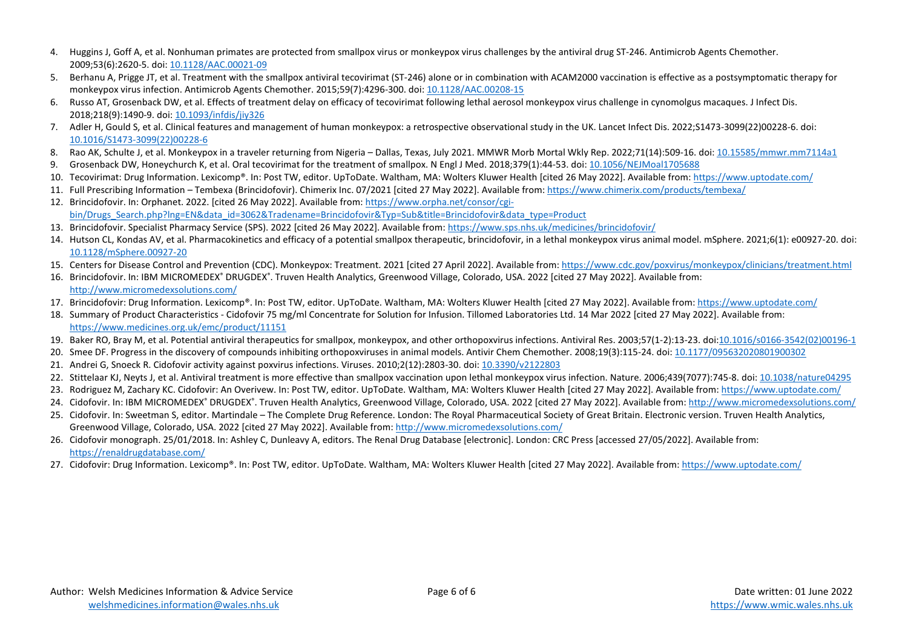4. Huggins J, Goff A, et al. Nonhuman primates are protected from smallpox virus or monkeypox virus challenges by the antiviral drug ST-246. Antimicrob Agents Chemother. 2009;53(6):2620-5. doi: [10.1128/AAC.00021-09](10.1128/AAC.00021-09)
5. Berhanu A, Prigge JT, et al. Treatment with the smallpox antiviral tecovirimat (ST-246) alone or in combination with ACAM2000 vaccination is effective as a postsymptomatic therapy for monkeypox virus infection. Antimicrob Agents Chemother. 2015;59(7):4296-300. doi: [10.1128/AAC.00208-15](10.1128/AAC.00208-15)
6. Russo AT, Grosenback DW, et al. Effects of treatment delay on efficacy of tecovirimat following lethal aerosol monkeypox virus challenge in cynomolgus macaques. J Infect Dis. 2018;218(9):1490-9. doi: [10.1093/infdis/jiy326](10.1093/infdis/jiy326)
7. Adler H, Gould S, et al. Clinical features and management of human monkeypox: a retrospective observational study in the UK. Lancet Infect Dis. 2022;S1473-3099(22)00228-6. doi: [10.1016/S1473-3099(22)00228-6](10.1016/S1473-3099(22)00228-6)
8. Rao AK, Schulte J, et al. Monkeypox in a traveler returning from Nigeria – Dallas, Texas, July 2021. MMWR Morb Mortal Wkly Rep. 2022;71(14):509-16. doi: [10.15585/mmwr.mm7114a1](10.15585/mmwr.mm7114a1)
9. Grosenback DW, Honeychurch K, et al. Oral tecovirimat for the treatment of smallpox. N Engl J Med. 2018;379(1):44-53. doi: [10.1056/NEJMoal1705688](10.1056/NEJMoal1705688)
10. Tecovirimat: Drug Information. Lexicomp®. In: Post TW, editor. UpToDate. Waltham, MA: Wolters Kluwer Health [cited 26 May 2022]. Available from: https://www.uptodate.com/
11. Full Prescribing Information – Tembexa (Brincidofovir). Chimerix Inc. 07/2021 [cited 27 May 2022]. Available from: https://www.chimerix.com/products/tembexa/
12. Brincidofovir. In: Orphanet. 2022. [cited 26 May 2022]. Available from: https://www.orpha.net/consor/cgi-bin/Drugs_Search.php?lng=EN&data_id=3062&Tradename=Brincidofovir&Typ=Sub&title=Brincidofovir&data_type=Product
13. Brincidofovir. Specialist Pharmacy Service (SPS). 2022 [cited 26 May 2022]. Available from: https://www.sps.nhs.uk/medicines/brincidofovir/
14. Hutson CL, Kondas AV, et al. Pharmacokinetics and efficacy of a potential smallpox therapeutic, brincidofovir, in a lethal monkeypox virus animal model. mSphere. 2021;6(1): e00927-20. doi: [10.1128/mSphere.00927-20](10.1128/mSphere.00927-20)
15. Centers for Disease Control and Prevention (CDC). Monkeypox: Treatment. 2021 [cited 27 April 2022]. Available from: https://www.cdc.gov/poxvirus/monkeypox/clinicians/treatment.html
16. Brincidofovir. In: IBM MICROMEDEX® DRUGDEX®. Truven Health Analytics, Greenwood Village, Colorado, USA. 2022 [cited 27 May 2022]. Available from: http://www.micromedexsolutions.com/
17. Brincidofovir: Drug Information. Lexicomp®. In: Post TW, editor. UpToDate. Waltham, MA: Wolters Kluwer Health [cited 27 May 2022]. Available from: https://www.uptodate.com/
18. Summary of Product Characteristics - Cidofovir 75 mg/ml Concentrate for Solution for Infusion. Tillomed Laboratories Ltd. 14 Mar 2022 [cited 27 May 2022]. Available from: https://www.medicines.org.uk/emc/product/11151
19. Baker RO, Bray M, et al. Potential antiviral therapeutics for smallpox, monkeypox, and other orthopoxvirus infections. Antiviral Res. 2003;57(1-2):13-23. doi:[10.1016/s0166-3542(02)00196-1](10.1016/s0166-3542(02)00196-1)
20. Smee DF. Progress in the discovery of compounds inhibiting orthopoxviruses in animal models. Antivir Chem Chemother. 2008;19(3):115-24. doi: [10.1177/095632020801900302](10.1177/095632020801900302)
21. Andrei G, Snoeck R. Cidofovir activity against poxvirus infections. Viruses. 2010;2(12):2803-30. doi: [10.3390/v2122803](10.3390/v2122803)
22. Stittelaar KJ, Neyts J, et al. Antiviral treatment is more effective than smallpox vaccination upon lethal monkeypox virus infection. Nature. 2006;439(7077):745-8. doi: [10.1038/nature04295](10.1038/nature04295)
23. Rodriguez M, Zachary KC. Cidofovir: An Overivew. In: Post TW, editor. UpToDate. Waltham, MA: Wolters Kluwer Health [cited 27 May 2022]. Available from: https://www.uptodate.com/
24. Cidofovir. In: IBM MICROMEDEX® DRUGDEX®. Truven Health Analytics, Greenwood Village, Colorado, USA. 2022 [cited 27 May 2022]. Available from: http://www.micromedexsolutions.com/
25. Cidofovir. In: Sweetman S, editor. Martindale – The Complete Drug Reference. London: The Royal Pharmaceutical Society of Great Britain. Electronic version. Truven Health Analytics, Greenwood Village, Colorado, USA. 2022 [cited 27 May 2022]. Available from: http://www.micromedexsolutions.com/
26. Cidofovir monograph. 25/01/2018. In: Ashley C, Dunleavy A, editors. The Renal Drug Database [electronic]. London: CRC Press [accessed 27/05/2022]. Available from: https://renaldrugdatabase.com/
27. Cidofovir: Drug Information. Lexicomp®. In: Post TW, editor. UpToDate. Waltham, MA: Wolters Kluwer Health [cited 27 May 2022]. Available from: https://www.uptodate.com/